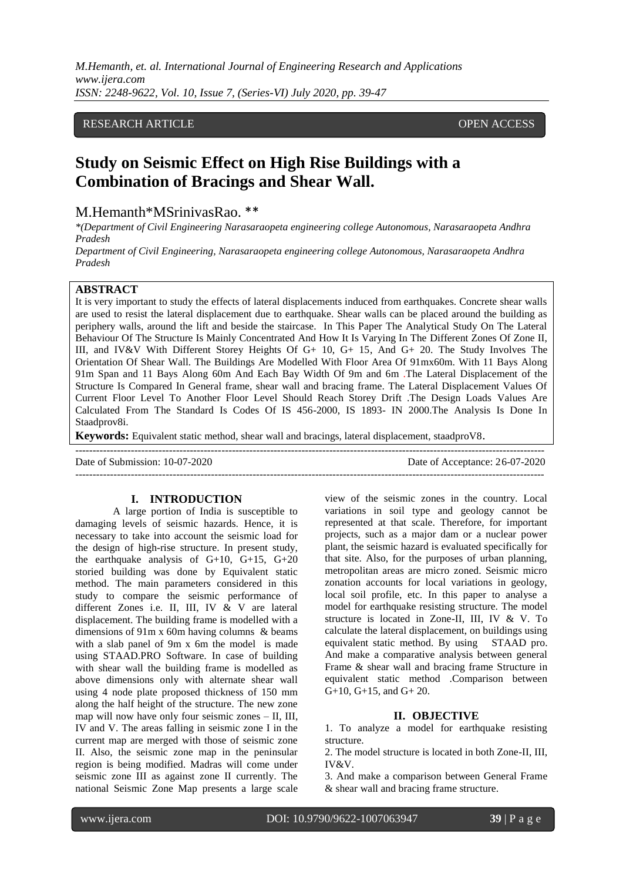RESEARCH ARTICLE OPEN ACCESS

# Study on Seismic Effect on High Rise Buildings with a Combination of Bracings and Shear Wall.

M.Hemanth*MSrinivasRao. **

*(Department of Civil Engineering Narasaraopeta engineering college Autonomous, Narasaraopeta Andhra Pradesh

Department of Civil Engineering, Narasaraopeta engineering college Autonomous, Narasaraopeta Andhra Pradesh

## ABSTRACT

It is very important to study the effects of lateral displacements induced from earthquakes. Concrete shear walls are used to resist the lateral displacement due to earthquake. Shear walls can be placed around the building as periphery walls, around the lift and beside the staircase. In This Paper The Analytical Study On The Lateral Behaviour Of The Structure Is Mainly Concentrated And How It Is Varying In The Different Zones Of Zone II, III, and IV&V With Different Storey Heights Of G+ 10, G+ 15, And G+ 20. The Study Involves The Orientation Of Shear Wall. The Buildings Are Modelled With Floor Area Of 91mx60m. With 11 Bays Along 91m Span and 11 Bays Along 60m And Each Bay Width Of 9m and 6m .The Lateral Displacement of the Structure Is Compared In General frame, shear wall and bracing frame. The Lateral Displacement Values Of Current Floor Level To Another Floor Level Should Reach Storey Drift .The Design Loads Values Are Calculated From The Standard Is Codes Of IS 456-2000, IS 1893- IN 2000.The Analysis Is Done In Staadprov8i.

**Keywords:** Equivalent static method, shear wall and bracings, lateral displacement, staadproV8.

---

Date of Submission: 10-07-2020 Date of Acceptance: 26-07-2020

---

## I. INTRODUCTION

A large portion of India is susceptible to damaging levels of seismic hazards. Hence, it is necessary to take into account the seismic load for the design of high-rise structure. In present study, the earthquake analysis of G+10, G+15, G+20 storied building was done by Equivalent static method. The main parameters considered in this study to compare the seismic performance of different Zones i.e. II, III, IV & V are lateral displacement. The building frame is modelled with a dimensions of 91m x 60m having columns & beams with a slab panel of 9m x 6m the model is made using STAAD.PRO Software. In case of building with shear wall the building frame is modelled as above dimensions only with alternate shear wall using 4 node plate proposed thickness of 150 mm along the half height of the structure. The new zone map will now have only four seismic zones – II, III, IV and V. The areas falling in seismic zone I in the current map are merged with those of seismic zone II. Also, the seismic zone map in the peninsular region is being modified. Madras will come under seismic zone III as against zone II currently. The national Seismic Zone Map presents a large scale view of the seismic zones in the country. Local variations in soil type and geology cannot be represented at that scale. Therefore, for important projects, such as a major dam or a nuclear power plant, the seismic hazard is evaluated specifically for that site. Also, for the purposes of urban planning, metropolitan areas are micro zoned. Seismic micro zonation accounts for local variations in geology, local soil profile, etc. In this paper to analyse a model for earthquake resisting structure. The model structure is located in Zone-II, III, IV & V. To calculate the lateral displacement, on buildings using equivalent static method. By using STAAD pro. And make a comparative analysis between general Frame & shear wall and bracing frame Structure in equivalent static method .Comparison between G+10, G+15, and G+ 20.

## II. OBJECTIVE

1. To analyze a model for earthquake resisting structure.
2. The model structure is located in both Zone-II, III, IV&V.
3. And make a comparison between General Frame & shear wall and bracing frame structure.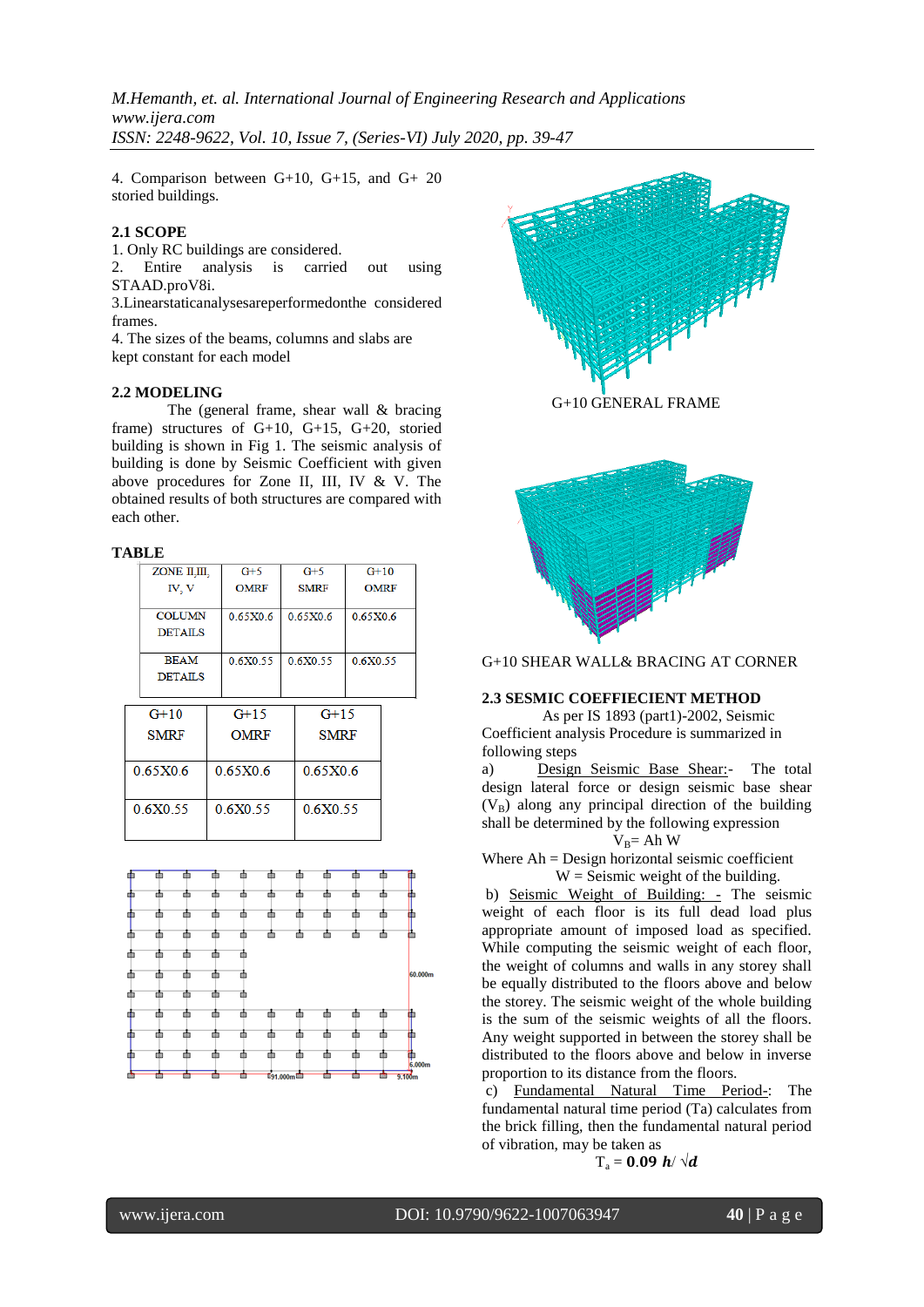4. Comparison between G+10, G+15, and G+ 20 storied buildings.

### 2.1 SCOPE

1. Only RC buildings are considered.
2. Entire analysis is carried out using STAAD.proV8i.
3.Linearstaticanalysesareperformedonthe considered frames.
4. The sizes of the beams, columns and slabs are kept constant for each model

### 2.2 MODELING

The (general frame, shear wall & bracing frame) structures of G+10, G+15, G+20, storied building is shown in Fig 1. The seismic analysis of building is done by Seismic Coefficient with given above procedures for Zone II, III, IV & V. The obtained results of both structures are compared with each other.

**TABLE**

| ZONE II,III, IV, V | G+5 OMRF | G+5 SMRF | G+10 OMRF |
|---|---|---|---|
| COLUMN DETAILS | 0.65X0.6 | 0.65X0.6 | 0.65X0.6 |
| BEAM DETAILS | 0.6X0.55 | 0.6X0.55 | 0.6X0.55 |

| G+10 SMRF | G+15 OMRF | G+15 SMRF |
|---|---|---|
| 0.65X0.6 | 0.65X0.6 | 0.65X0.6 |
| 0.6X0.55 | 0.6X0.55 | 0.6X0.55 |

G+10 GENERAL FRAME

G+10 SHEAR WALL& BRACING AT CORNER

### 2.3 SESMIC COEFFECIENT METHOD

As per IS 1893 (part1)-2002, Seismic Coefficient analysis Procedure is summarized in following steps

a) Design Seismic Base Shear:- The total design lateral force or design seismic base shear ($V_B$) along any principal direction of the building shall be determined by the following expression

$$V_B = Ah\ W$$

Where Ah = Design horizontal seismic coefficient

W = Seismic weight of the building.

b) Seismic Weight of Building: - The seismic weight of each floor is its full dead load plus appropriate amount of imposed load as specified. While computing the seismic weight of each floor, the weight of columns and walls in any storey shall be equally distributed to the floors above and below the storey. The seismic weight of the whole building is the sum of the seismic weights of all the floors. Any weight supported in between the storey shall be distributed to the floors above and below in inverse proportion to its distance from the floors.

c) Fundamental Natural Time Period-: The fundamental natural time period (Ta) calculates from the brick filling, then the fundamental natural period of vibration, may be taken as

$$T_a = \mathbf{0.09}\ \boldsymbol{h} / \sqrt{\boldsymbol{d}}$$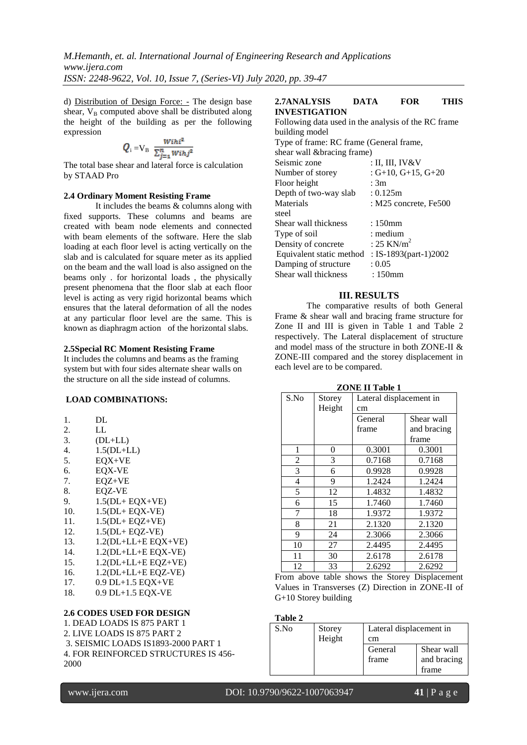d) Distribution of Design Force: - The design base shear, $V_B$ computed above shall be distributed along the height of the building as per the following expression

$$Q_i = V_B \frac{W_i h_i^2}{\sum_{j=1}^{n} W_j h_j^2}$$

The total base shear and lateral force is calculation by STAAD Pro

### 2.4 Ordinary Moment Resisting Frame

It includes the beams & columns along with fixed supports. These columns and beams are created with beam node elements and connected with beam elements of the software. Here the slab loading at each floor level is acting vertically on the slab and is calculated for square meter as its applied on the beam and the wall load is also assigned on the beams only . for horizontal loads , the physically present phenomena that the floor slab at each floor level is acting as very rigid horizontal beams which ensures that the lateral deformation of all the nodes at any particular floor level are the same. This is known as diaphragm action of the horizontal slabs.

### 2.5Special RC Moment Resisting Frame

It includes the columns and beams as the framing system but with four sides alternate shear walls on the structure on all the side instead of columns.

### LOAD COMBINATIONS:

1. DL
2. LL
3. (DL+LL)
4. 1.5(DL+LL)
5. EQX+VE
6. EQX-VE
7. EQZ+VE
8. EQZ-VE
9. 1.5(DL+ EQX+VE)
10. 1.5(DL+ EQX-VE)
11. 1.5(DL+ EQZ+VE)
12. 1.5(DL+ EQZ-VE)
13. 1.2(DL+LL+E EQX+VE)
14. 1.2(DL+LL+E EQX-VE)
15. 1.2(DL+LL+E EQZ+VE)
16. 1.2(DL+LL+E EQZ-VE)
17. 0.9 DL+1.5 EQX+VE
18. 0.9 DL+1.5 EQX-VE

### 2.6 CODES USED FOR DESIGN

1. DEAD LOADS IS 875 PART 1
2. LIVE LOADS IS 875 PART 2
3. SEISMIC LOADS IS1893-2000 PART 1
4. FOR REINFORCED STRUCTURES IS 456-2000

### 2.7ANALYSIS DATA FOR THIS INVESTIGATION

Following data used in the analysis of the RC frame building model

Type of frame: RC frame (General frame, shear wall &bracing frame)

| | |
|---|---|
| Seismic zone | : II, III, IV&V |
| Number of storey | : G+10, G+15, G+20 |
| Floor height | : 3m |
| Depth of two-way slab | : 0.125m |
| Materials | : M25 concrete, Fe500 steel |
| Shear wall thickness | : 150mm |
| Type of soil | : medium |
| Density of concrete | : 25 KN/m$^2$ |
| Equivalent static method | : IS-1893(part-1)2002 |
| Damping of structure | : 0.05 |
| Shear wall thickness | : 150mm |

## III. RESULTS

The comparative results of both General Frame & shear wall and bracing frame structure for Zone II and III is given in Table 1 and Table 2 respectively. The Lateral displacement of structure and model mass of the structure in both ZONE-II & ZONE-III compared and the storey displacement in each level are to be compared.

**ZONE II Table 1**

| S.No | Storey Height | Lateral displacement in cm | |
|---|---|---|---|
| | | General frame | Shear wall and bracing frame |
| 1 | 0 | 0.3001 | 0.3001 |
| 2 | 3 | 0.7168 | 0.7168 |
| 3 | 6 | 0.9928 | 0.9928 |
| 4 | 9 | 1.2424 | 1.2424 |
| 5 | 12 | 1.4832 | 1.4832 |
| 6 | 15 | 1.7460 | 1.7460 |
| 7 | 18 | 1.9372 | 1.9372 |
| 8 | 21 | 2.1320 | 2.1320 |
| 9 | 24 | 2.3066 | 2.3066 |
| 10 | 27 | 2.4495 | 2.4495 |
| 11 | 30 | 2.6178 | 2.6178 |
| 12 | 33 | 2.6292 | 2.6292 |

From above table shows the Storey Displacement Values in Transverses (Z) Direction in ZONE-II of G+10 Storey building

**Table 2**

| S.No | Storey Height | Lateral displacement in cm | |
|---|---|---|---|
| | | General frame | Shear wall and bracing frame |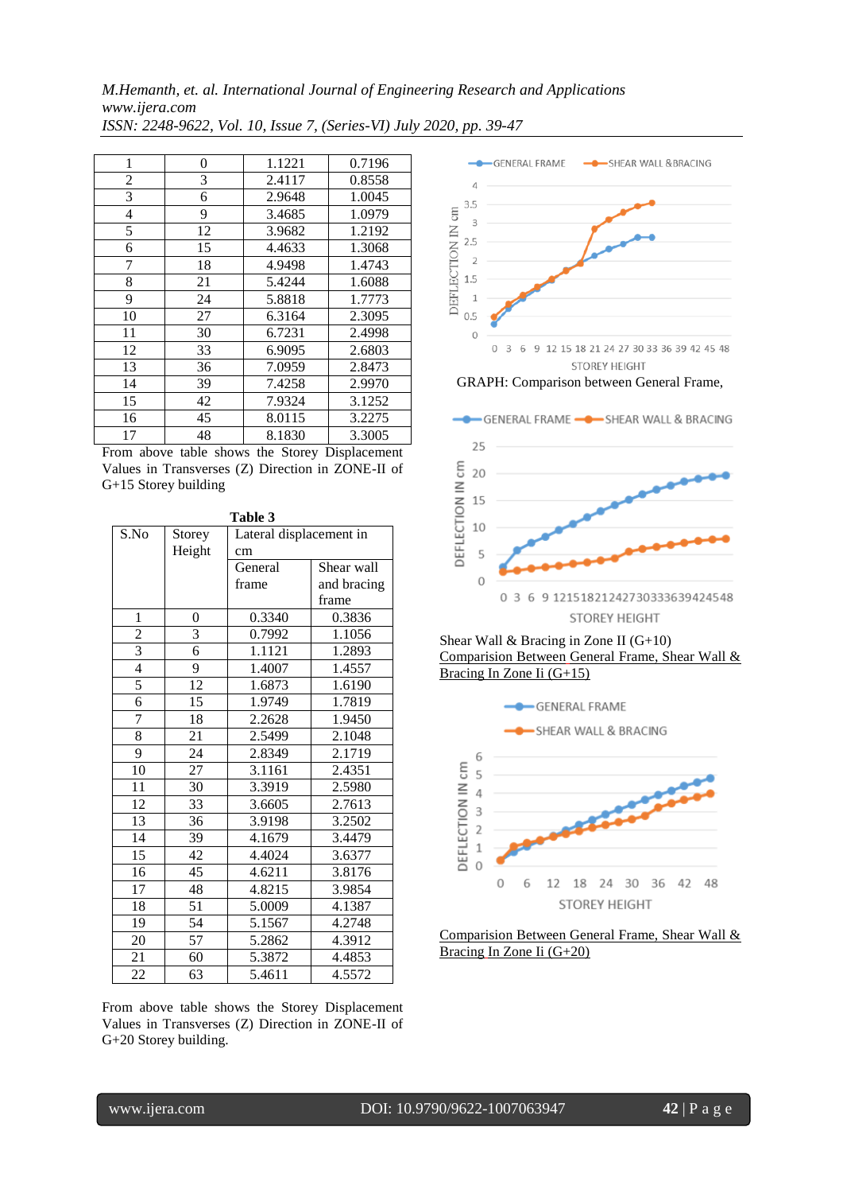| 1 | 0 | 1.1221 | 0.7196 |
|---|---|---|---|
| 2 | 3 | 2.4117 | 0.8558 |
| 3 | 6 | 2.9648 | 1.0045 |
| 4 | 9 | 3.4685 | 1.0979 |
| 5 | 12 | 3.9682 | 1.2192 |
| 6 | 15 | 4.4633 | 1.3068 |
| 7 | 18 | 4.9498 | 1.4743 |
| 8 | 21 | 5.4244 | 1.6088 |
| 9 | 24 | 5.8818 | 1.7773 |
| 10 | 27 | 6.3164 | 2.3095 |
| 11 | 30 | 6.7231 | 2.4998 |
| 12 | 33 | 6.9095 | 2.6803 |
| 13 | 36 | 7.0959 | 2.8473 |
| 14 | 39 | 7.4258 | 2.9970 |
| 15 | 42 | 7.9324 | 3.1252 |
| 16 | 45 | 8.0115 | 3.2275 |
| 17 | 48 | 8.1830 | 3.3005 |

From above table shows the Storey Displacement Values in Transverses (Z) Direction in ZONE-II of G+15 Storey building

**Table 3**

| S.No | Storey Height | Lateral displacement in cm | |
|---|---|---|---|
| | | General frame | Shear wall and bracing frame |
| 1 | 0 | 0.3340 | 0.3836 |
| 2 | 3 | 0.7992 | 1.1056 |
| 3 | 6 | 1.1121 | 1.2893 |
| 4 | 9 | 1.4007 | 1.4557 |
| 5 | 12 | 1.6873 | 1.6190 |
| 6 | 15 | 1.9749 | 1.7819 |
| 7 | 18 | 2.2628 | 1.9450 |
| 8 | 21 | 2.5499 | 2.1048 |
| 9 | 24 | 2.8349 | 2.1719 |
| 10 | 27 | 3.1161 | 2.4351 |
| 11 | 30 | 3.3919 | 2.5980 |
| 12 | 33 | 3.6605 | 2.7613 |
| 13 | 36 | 3.9198 | 3.2502 |
| 14 | 39 | 4.1679 | 3.4479 |
| 15 | 42 | 4.4024 | 3.6377 |
| 16 | 45 | 4.6211 | 3.8176 |
| 17 | 48 | 4.8215 | 3.9854 |
| 18 | 51 | 5.0009 | 4.1387 |
| 19 | 54 | 5.1567 | 4.2748 |
| 20 | 57 | 5.2862 | 4.3912 |
| 21 | 60 | 5.3872 | 4.4853 |
| 22 | 63 | 5.4611 | 4.5572 |

From above table shows the Storey Displacement Values in Transverses (Z) Direction in ZONE-II of G+20 Storey building.

GRAPH: Comparison between General Frame, Shear Wall & Bracing in Zone II (G+10)

Comparision Between General Frame, Shear Wall & Bracing In Zone Ii (G+15)

Comparision Between General Frame, Shear Wall & Bracing In Zone Ii (G+20)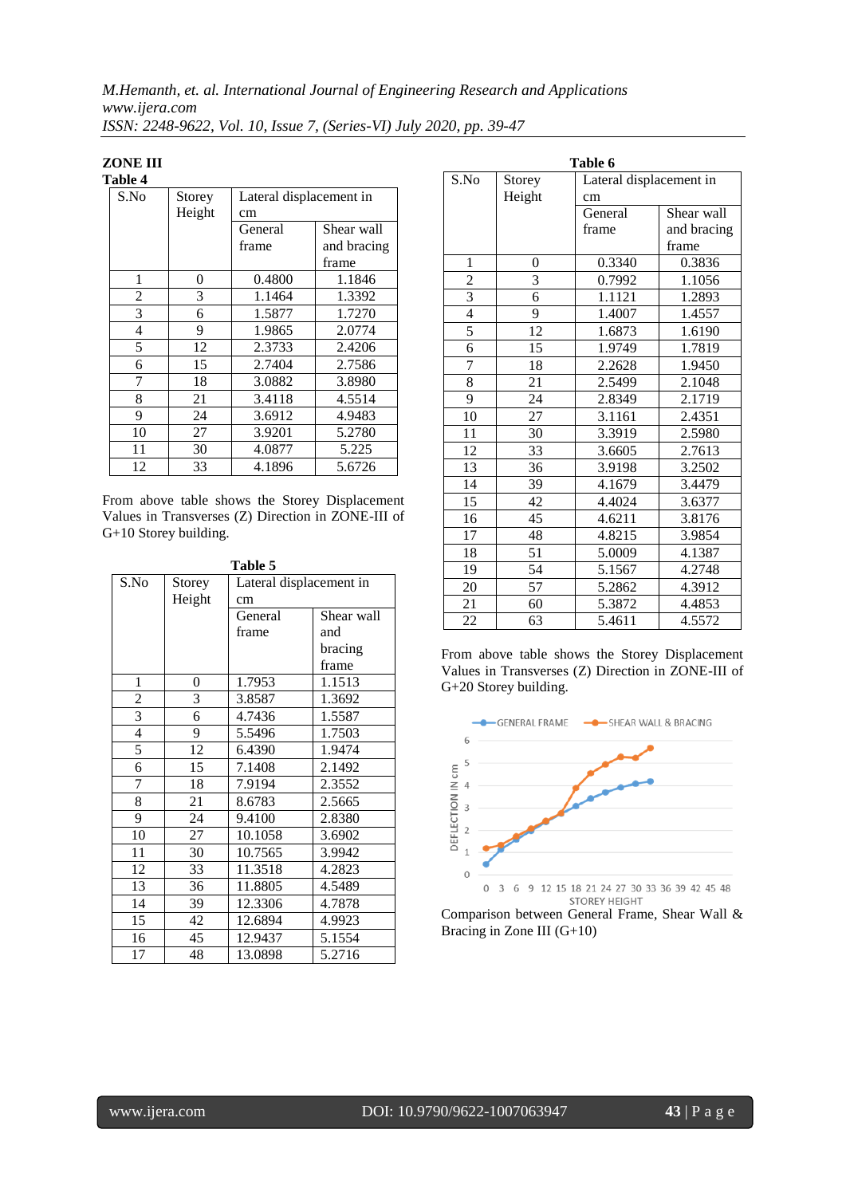## ZONE III

**Table 4**

| S.No | Storey Height | Lateral displacement in cm | |
|---|---|---|---|
| | | General frame | Shear wall and bracing frame |
| 1 | 0 | 0.4800 | 1.1846 |
| 2 | 3 | 1.1464 | 1.3392 |
| 3 | 6 | 1.5877 | 1.7270 |
| 4 | 9 | 1.9865 | 2.0774 |
| 5 | 12 | 2.3733 | 2.4206 |
| 6 | 15 | 2.7404 | 2.7586 |
| 7 | 18 | 3.0882 | 3.8980 |
| 8 | 21 | 3.4118 | 4.5514 |
| 9 | 24 | 3.6912 | 4.9483 |
| 10 | 27 | 3.9201 | 5.2780 |
| 11 | 30 | 4.0877 | 5.225 |
| 12 | 33 | 4.1896 | 5.6726 |

From above table shows the Storey Displacement Values in Transverses (Z) Direction in ZONE-III of G+10 Storey building.

**Table 5**

| S.No | Storey Height | Lateral displacement in cm | |
|---|---|---|---|
| | | General frame | Shear wall and bracing frame |
| 1 | 0 | 1.7953 | 1.1513 |
| 2 | 3 | 3.8587 | 1.3692 |
| 3 | 6 | 4.7436 | 1.5587 |
| 4 | 9 | 5.5496 | 1.7503 |
| 5 | 12 | 6.4390 | 1.9474 |
| 6 | 15 | 7.1408 | 2.1492 |
| 7 | 18 | 7.9194 | 2.3552 |
| 8 | 21 | 8.6783 | 2.5665 |
| 9 | 24 | 9.4100 | 2.8380 |
| 10 | 27 | 10.1058 | 3.6902 |
| 11 | 30 | 10.7565 | 3.9942 |
| 12 | 33 | 11.3518 | 4.2823 |
| 13 | 36 | 11.8805 | 4.5489 |
| 14 | 39 | 12.3306 | 4.7878 |
| 15 | 42 | 12.6894 | 4.9923 |
| 16 | 45 | 12.9437 | 5.1554 |
| 17 | 48 | 13.0898 | 5.2716 |

**Table 6**

| S.No | Storey Height | Lateral displacement in cm | |
|---|---|---|---|
| | | General frame | Shear wall and bracing frame |
| 1 | 0 | 0.3340 | 0.3836 |
| 2 | 3 | 0.7992 | 1.1056 |
| 3 | 6 | 1.1121 | 1.2893 |
| 4 | 9 | 1.4007 | 1.4557 |
| 5 | 12 | 1.6873 | 1.6190 |
| 6 | 15 | 1.9749 | 1.7819 |
| 7 | 18 | 2.2628 | 1.9450 |
| 8 | 21 | 2.5499 | 2.1048 |
| 9 | 24 | 2.8349 | 2.1719 |
| 10 | 27 | 3.1161 | 2.4351 |
| 11 | 30 | 3.3919 | 2.5980 |
| 12 | 33 | 3.6605 | 2.7613 |
| 13 | 36 | 3.9198 | 3.2502 |
| 14 | 39 | 4.1679 | 3.4479 |
| 15 | 42 | 4.4024 | 3.6377 |
| 16 | 45 | 4.6211 | 3.8176 |
| 17 | 48 | 4.8215 | 3.9854 |
| 18 | 51 | 5.0009 | 4.1387 |
| 19 | 54 | 5.1567 | 4.2748 |
| 20 | 57 | 5.2862 | 4.3912 |
| 21 | 60 | 5.3872 | 4.4853 |
| 22 | 63 | 5.4611 | 4.5572 |

From above table shows the Storey Displacement Values in Transverses (Z) Direction in ZONE-III of G+20 Storey building.

Comparison between General Frame, Shear Wall & Bracing in Zone III (G+10)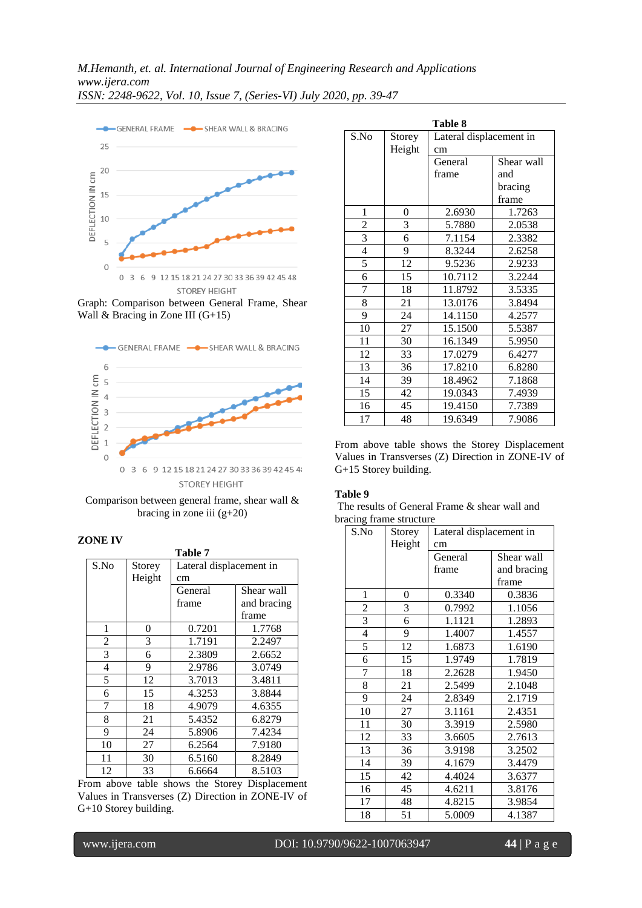Graph: Comparison between General Frame, Shear Wall & Bracing in Zone III (G+15)

Comparison between general frame, shear wall & bracing in zone iii (g+20)

## ZONE IV

**Table 7**

| S.No | Storey Height | Lateral displacement in cm | |
|---|---|---|---|
| | | General frame | Shear wall and bracing frame |
| 1 | 0 | 0.7201 | 1.7768 |
| 2 | 3 | 1.7191 | 2.2497 |
| 3 | 6 | 2.3809 | 2.6652 |
| 4 | 9 | 2.9786 | 3.0749 |
| 5 | 12 | 3.7013 | 3.4811 |
| 6 | 15 | 4.3253 | 3.8844 |
| 7 | 18 | 4.9079 | 4.6355 |
| 8 | 21 | 5.4352 | 6.8279 |
| 9 | 24 | 5.8906 | 7.4234 |
| 10 | 27 | 6.2564 | 7.9180 |
| 11 | 30 | 6.5160 | 8.2849 |
| 12 | 33 | 6.6664 | 8.5103 |

From above table shows the Storey Displacement Values in Transverses (Z) Direction in ZONE-IV of G+10 Storey building.

**Table 8**

| S.No | Storey Height | Lateral displacement in cm | |
|---|---|---|---|
| | | General frame | Shear wall and bracing frame |
| 1 | 0 | 2.6930 | 1.7263 |
| 2 | 3 | 5.7880 | 2.0538 |
| 3 | 6 | 7.1154 | 2.3382 |
| 4 | 9 | 8.3244 | 2.6258 |
| 5 | 12 | 9.5236 | 2.9233 |
| 6 | 15 | 10.7112 | 3.2244 |
| 7 | 18 | 11.8792 | 3.5335 |
| 8 | 21 | 13.0176 | 3.8494 |
| 9 | 24 | 14.1150 | 4.2577 |
| 10 | 27 | 15.1500 | 5.5387 |
| 11 | 30 | 16.1349 | 5.9950 |
| 12 | 33 | 17.0279 | 6.4277 |
| 13 | 36 | 17.8210 | 6.8280 |
| 14 | 39 | 18.4962 | 7.1868 |
| 15 | 42 | 19.0343 | 7.4939 |
| 16 | 45 | 19.4150 | 7.7389 |
| 17 | 48 | 19.6349 | 7.9086 |

From above table shows the Storey Displacement Values in Transverses (Z) Direction in ZONE-IV of G+15 Storey building.

**Table 9**

The results of General Frame & shear wall and bracing frame structure

| S.No | Storey Height | Lateral displacement in cm | |
|---|---|---|---|
| | | General frame | Shear wall and bracing frame |
| 1 | 0 | 0.3340 | 0.3836 |
| 2 | 3 | 0.7992 | 1.1056 |
| 3 | 6 | 1.1121 | 1.2893 |
| 4 | 9 | 1.4007 | 1.4557 |
| 5 | 12 | 1.6873 | 1.6190 |
| 6 | 15 | 1.9749 | 1.7819 |
| 7 | 18 | 2.2628 | 1.9450 |
| 8 | 21 | 2.5499 | 2.1048 |
| 9 | 24 | 2.8349 | 2.1719 |
| 10 | 27 | 3.1161 | 2.4351 |
| 11 | 30 | 3.3919 | 2.5980 |
| 12 | 33 | 3.6605 | 2.7613 |
| 13 | 36 | 3.9198 | 3.2502 |
| 14 | 39 | 4.1679 | 3.4479 |
| 15 | 42 | 4.4024 | 3.6377 |
| 16 | 45 | 4.6211 | 3.8176 |
| 17 | 48 | 4.8215 | 3.9854 |
| 18 | 51 | 5.0009 | 4.1387 |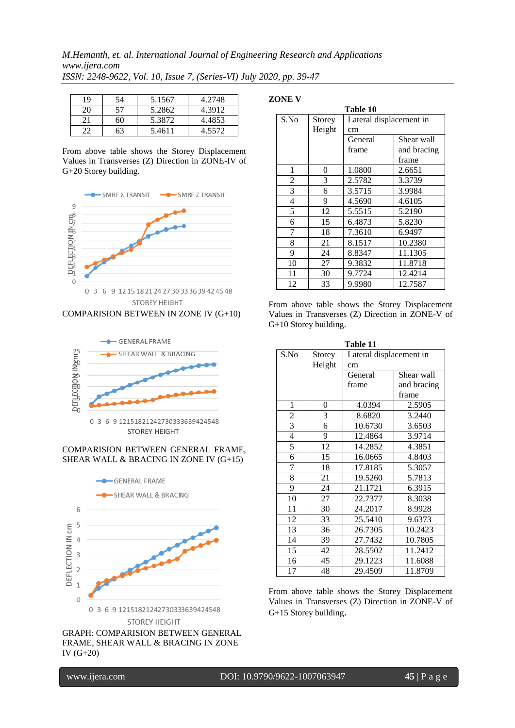| 19 | 54 | 5.1567 | 4.2748 |
|---|---|---|---|
| 20 | 57 | 5.2862 | 4.3912 |
| 21 | 60 | 5.3872 | 4.4853 |
| 22 | 63 | 5.4611 | 4.5572 |

From above table shows the Storey Displacement Values in Transverses (Z) Direction in ZONE-IV of G+20 Storey building.

COMPARISION BETWEEN IN ZONE IV (G+10)

COMPARISION BETWEEN GENERAL FRAME, SHEAR WALL & BRACING IN ZONE IV (G+15)

GRAPH: COMPARISION BETWEEN GENERAL FRAME, SHEAR WALL & BRACING IN ZONE IV (G+20)

**ZONE V**

**Table 10**

| S.No | Storey Height | Lateral displacement in cm | |
|---|---|---|---|
| | | General frame | Shear wall and bracing frame |
| 1 | 0 | 1.0800 | 2.6651 |
| 2 | 3 | 2.5782 | 3.3739 |
| 3 | 6 | 3.5715 | 3.9984 |
| 4 | 9 | 4.5690 | 4.6105 |
| 5 | 12 | 5.5515 | 5.2190 |
| 6 | 15 | 6.4873 | 5.8230 |
| 7 | 18 | 7.3610 | 6.9497 |
| 8 | 21 | 8.1517 | 10.2380 |
| 9 | 24 | 8.8347 | 11.1305 |
| 10 | 27 | 9.3832 | 11.8718 |
| 11 | 30 | 9.7724 | 12.4214 |
| 12 | 33 | 9.9980 | 12.7587 |

From above table shows the Storey Displacement Values in Transverses (Z) Direction in ZONE-V of G+10 Storey building.

**Table 11**

| S.No | Storey Height | Lateral displacement in cm | |
|---|---|---|---|
| | | General frame | Shear wall and bracing frame |
| 1 | 0 | 4.0394 | 2.5905 |
| 2 | 3 | 8.6820 | 3.2440 |
| 3 | 6 | 10.6730 | 3.6503 |
| 4 | 9 | 12.4864 | 3.9714 |
| 5 | 12 | 14.2852 | 4.3851 |
| 6 | 15 | 16.0665 | 4.8403 |
| 7 | 18 | 17.8185 | 5.3057 |
| 8 | 21 | 19.5260 | 5.7813 |
| 9 | 24 | 21.1721 | 6.3915 |
| 10 | 27 | 22.7377 | 8.3038 |
| 11 | 30 | 24.2017 | 8.9928 |
| 12 | 33 | 25.5410 | 9.6373 |
| 13 | 36 | 26.7305 | 10.2423 |
| 14 | 39 | 27.7432 | 10.7805 |
| 15 | 42 | 28.5502 | 11.2412 |
| 16 | 45 | 29.1223 | 11.6088 |
| 17 | 48 | 29.4509 | 11.8709 |

From above table shows the Storey Displacement Values in Transverses (Z) Direction in ZONE-V of G+15 Storey building.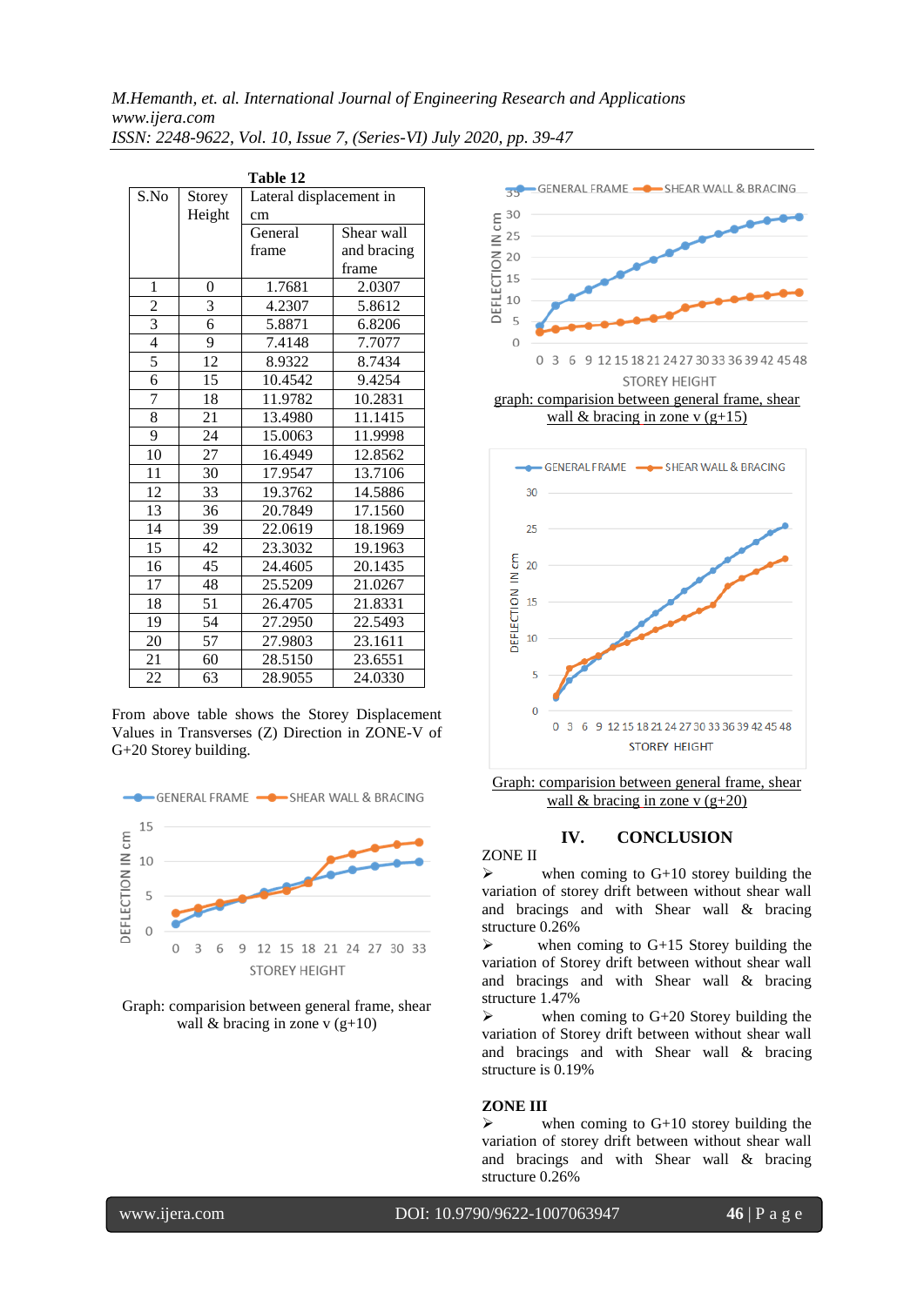**Table 12**

| S.No | Storey Height | Lateral displacement in cm | |
|---|---|---|---|
| | | General frame | Shear wall and bracing frame |
| 1 | 0 | 1.7681 | 2.0307 |
| 2 | 3 | 4.2307 | 5.8612 |
| 3 | 6 | 5.8871 | 6.8206 |
| 4 | 9 | 7.4148 | 7.7077 |
| 5 | 12 | 8.9322 | 8.7434 |
| 6 | 15 | 10.4542 | 9.4254 |
| 7 | 18 | 11.9782 | 10.2831 |
| 8 | 21 | 13.4980 | 11.1415 |
| 9 | 24 | 15.0063 | 11.9998 |
| 10 | 27 | 16.4949 | 12.8562 |
| 11 | 30 | 17.9547 | 13.7106 |
| 12 | 33 | 19.3762 | 14.5886 |
| 13 | 36 | 20.7849 | 17.1560 |
| 14 | 39 | 22.0619 | 18.1969 |
| 15 | 42 | 23.3032 | 19.1963 |
| 16 | 45 | 24.4605 | 20.1435 |
| 17 | 48 | 25.5209 | 21.0267 |
| 18 | 51 | 26.4705 | 21.8331 |
| 19 | 54 | 27.2950 | 22.5493 |
| 20 | 57 | 27.9803 | 23.1611 |
| 21 | 60 | 28.5150 | 23.6551 |
| 22 | 63 | 28.9055 | 24.0330 |

From above table shows the Storey Displacement Values in Transverses (Z) Direction in ZONE-V of G+20 Storey building.

Graph: comparision between general frame, shear wall & bracing in zone v (g+10)

Graph: comparision between general frame, shear wall & bracing in zone v (g+15)

Graph: comparision between general frame, shear wall & bracing in zone v (g+20)

## IV. CONCLUSION

ZONE II

- when coming to G+10 storey building the variation of storey drift between without shear wall and bracings and with Shear wall & bracing structure 0.26%
- when coming to G+15 Storey building the variation of Storey drift between without shear wall and bracings and with Shear wall & bracing structure 1.47%
- when coming to G+20 Storey building the variation of Storey drift between without shear wall and bracings and with Shear wall & bracing structure is 0.19%

**ZONE III**

- when coming to G+10 storey building the variation of storey drift between without shear wall and bracings and with Shear wall & bracing structure 0.26%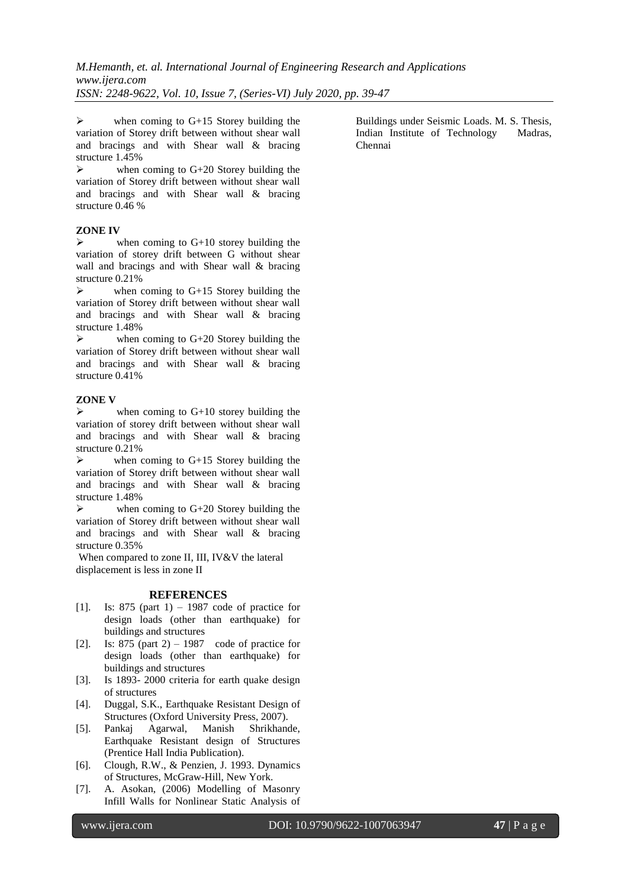- when coming to G+15 Storey building the variation of Storey drift between without shear wall and bracings and with Shear wall & bracing structure 1.45%
- when coming to G+20 Storey building the variation of Storey drift between without shear wall and bracings and with Shear wall & bracing structure 0.46 %

**ZONE IV**

- when coming to G+10 storey building the variation of storey drift between G without shear wall and bracings and with Shear wall & bracing structure 0.21%
- when coming to G+15 Storey building the variation of Storey drift between without shear wall and bracings and with Shear wall & bracing structure 1.48%
- when coming to G+20 Storey building the variation of Storey drift between without shear wall and bracings and with Shear wall & bracing structure 0.41%

**ZONE V**

- when coming to G+10 storey building the variation of storey drift between without shear wall and bracings and with Shear wall & bracing structure 0.21%
- when coming to G+15 Storey building the variation of Storey drift between without shear wall and bracings and with Shear wall & bracing structure 1.48%
- when coming to G+20 Storey building the variation of Storey drift between without shear wall and bracings and with Shear wall & bracing structure 0.35%

When compared to zone II, III, IV&V the lateral displacement is less in zone II

## REFERENCES

[1]. Is: 875 (part 1) – 1987 code of practice for design loads (other than earthquake) for buildings and structures

[2]. Is: 875 (part 2) – 1987 code of practice for design loads (other than earthquake) for buildings and structures

[3]. Is 1893- 2000 criteria for earth quake design of structures

[4]. Duggal, S.K., Earthquake Resistant Design of Structures (Oxford University Press, 2007).

[5]. Pankaj Agarwal, Manish Shrikhande, Earthquake Resistant design of Structures (Prentice Hall India Publication).

[6]. Clough, R.W., & Penzien, J. 1993. Dynamics of Structures, McGraw-Hill, New York.

[7]. A. Asokan, (2006) Modelling of Masonry Infill Walls for Nonlinear Static Analysis of Buildings under Seismic Loads. M. S. Thesis, Indian Institute of Technology Madras, Chennai